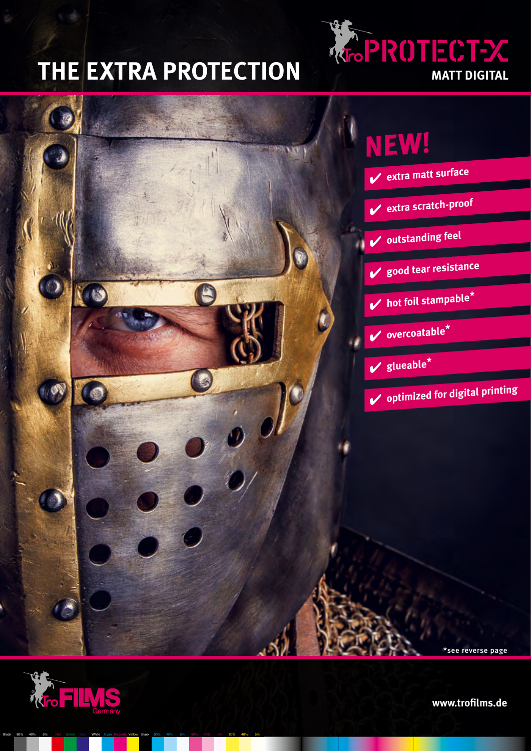# THE EXTRA PROTECTION

**TroPROTECT-X**
**MATT DIGITAL**

## NEW!

- ✔ extra matt surface
- ✔ extra scratch-proof
- ✔ outstanding feel
- ✔ good tear resistance
- ✔ hot foil stampable*
- ✔ overcoatable*
- ✔ glueable*
- ✔ optimized for digital printing

*see reverse page

TroFILMS Germany

**www.trofilms.de**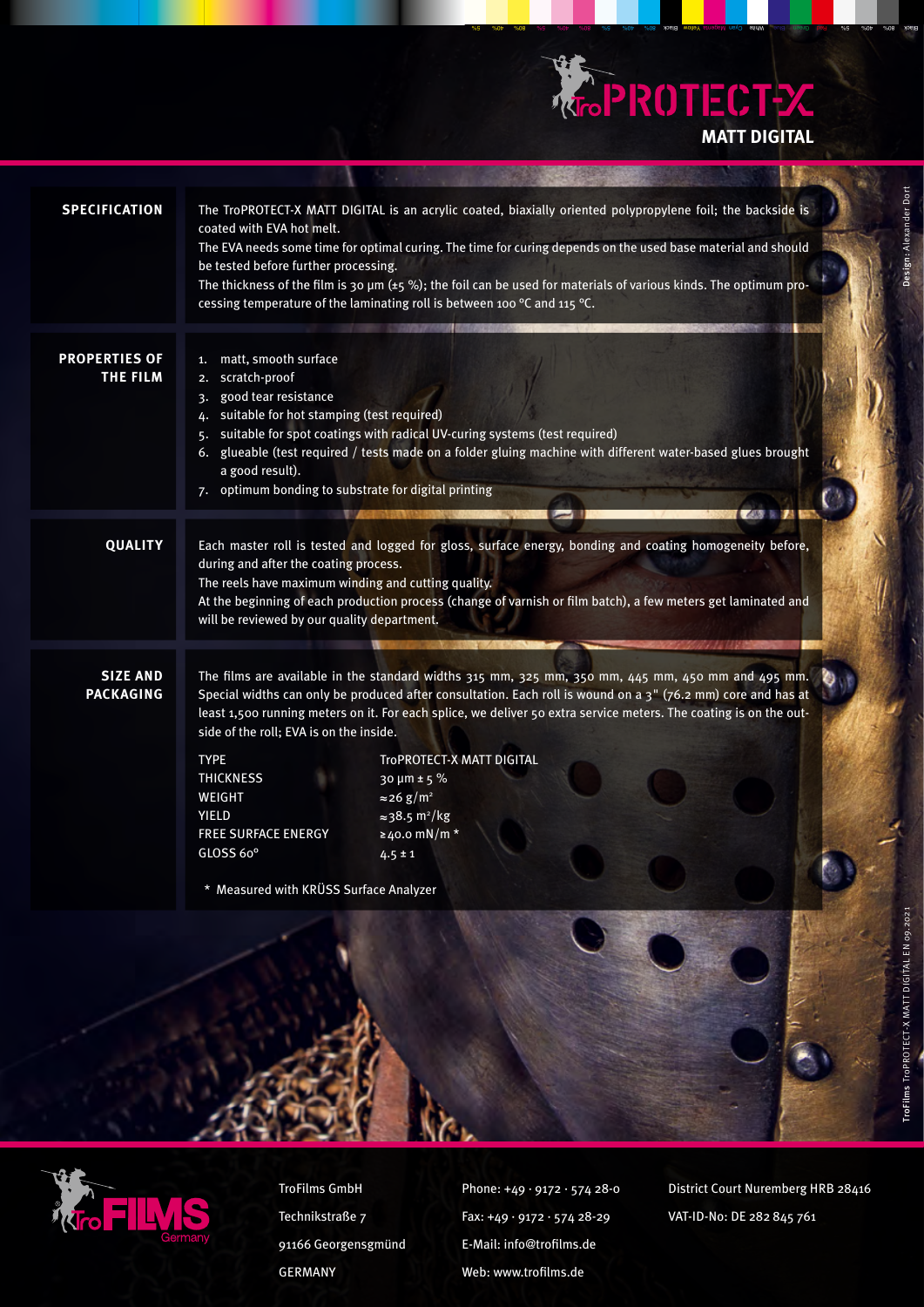# TroPROTECT-X

## MATT DIGITAL

## SPECIFICATION

The TroPROTECT-X MATT DIGITAL is an acrylic coated, biaxially oriented polypropylene foil; the backside is coated with EVA hot melt.

The EVA needs some time for optimal curing. The time for curing depends on the used base material and should be tested before further processing.

The thickness of the film is 30 µm (±5 %); the foil can be used for materials of various kinds. The optimum processing temperature of the laminating roll is between 100 °C and 115 °C.

## PROPERTIES OF THE FILM

1. matt, smooth surface
2. scratch-proof
3. good tear resistance
4. suitable for hot stamping (test required)
5. suitable for spot coatings with radical UV-curing systems (test required)
6. glueable (test required / tests made on a folder gluing machine with different water-based glues brought a good result).
7. optimum bonding to substrate for digital printing

## QUALITY

Each master roll is tested and logged for gloss, surface energy, bonding and coating homogeneity before, during and after the coating process.

The reels have maximum winding and cutting quality.

At the beginning of each production process (change of varnish or film batch), a few meters get laminated and will be reviewed by our quality department.

## SIZE AND PACKAGING

The films are available in the standard widths 315 mm, 325 mm, 350 mm, 445 mm, 450 mm and 495 mm. Special widths can only be produced after consultation. Each roll is wound on a 3" (76.2 mm) core and has at least 1,500 running meters on it. For each splice, we deliver 50 extra service meters. The coating is on the outside of the roll; EVA is on the inside.

| | |
|---|---|
| TYPE | TroPROTECT-X MATT DIGITAL |
| THICKNESS | 30 µm ± 5 % |
| WEIGHT | ≈26 g/m² |
| YIELD | ≈38.5 m²/kg |
| FREE SURFACE ENERGY | ≥40.0 mN/m * |
| GLOSS 60° | 4.5 ± 1 |

\* Measured with KRÜSS Surface Analyzer

Design: Alexander Dort

TroFilms TroPROTECT-X MATT DIGITAL EN 09.2021

TroFilms Germany

TroFilms GmbH
Technikstraße 7
91166 Georgensgmünd
GERMANY

Phone: +49 · 9172 · 574 28-0
Fax: +49 · 9172 · 574 28-29
E-Mail: info@trofilms.de
Web: www.trofilms.de

District Court Nuremberg HRB 28416
VAT-ID-No: DE 282 845 761